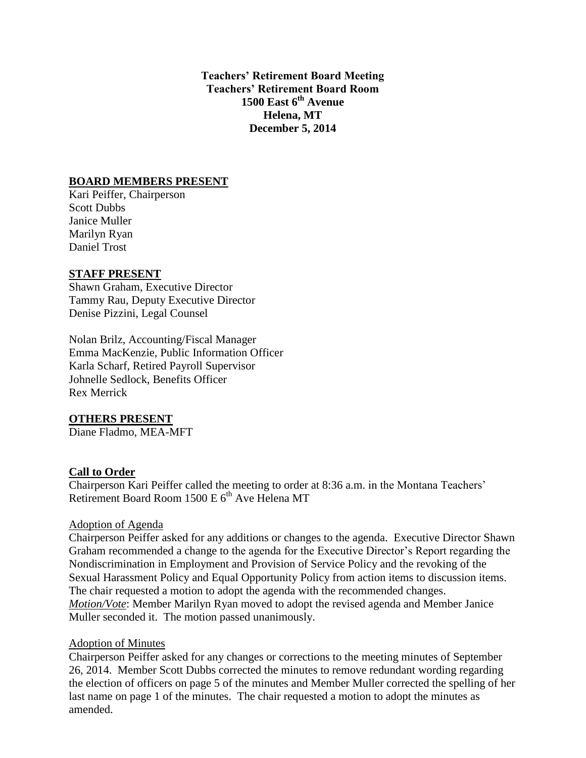**Teachers' Retirement Board Meeting**
**Teachers' Retirement Board Room**
**1500 East 6th Avenue**
**Helena, MT**
**December 5, 2014**

## BOARD MEMBERS PRESENT

Kari Peiffer, Chairperson
Scott Dubbs
Janice Muller
Marilyn Ryan
Daniel Trost

## STAFF PRESENT

Shawn Graham, Executive Director
Tammy Rau, Deputy Executive Director
Denise Pizzini, Legal Counsel

Nolan Brilz, Accounting/Fiscal Manager
Emma MacKenzie, Public Information Officer
Karla Scharf, Retired Payroll Supervisor
Johnelle Sedlock, Benefits Officer
Rex Merrick

## OTHERS PRESENT

Diane Fladmo, MEA-MFT

## Call to Order

Chairperson Kari Peiffer called the meeting to order at 8:36 a.m. in the Montana Teachers' Retirement Board Room 1500 E 6th Ave Helena MT

### Adoption of Agenda

Chairperson Peiffer asked for any additions or changes to the agenda. Executive Director Shawn Graham recommended a change to the agenda for the Executive Director's Report regarding the Nondiscrimination in Employment and Provision of Service Policy and the revoking of the Sexual Harassment Policy and Equal Opportunity Policy from action items to discussion items. The chair requested a motion to adopt the agenda with the recommended changes.
*Motion/Vote*: Member Marilyn Ryan moved to adopt the revised agenda and Member Janice Muller seconded it. The motion passed unanimously.

### Adoption of Minutes

Chairperson Peiffer asked for any changes or corrections to the meeting minutes of September 26, 2014. Member Scott Dubbs corrected the minutes to remove redundant wording regarding the election of officers on page 5 of the minutes and Member Muller corrected the spelling of her last name on page 1 of the minutes. The chair requested a motion to adopt the minutes as amended.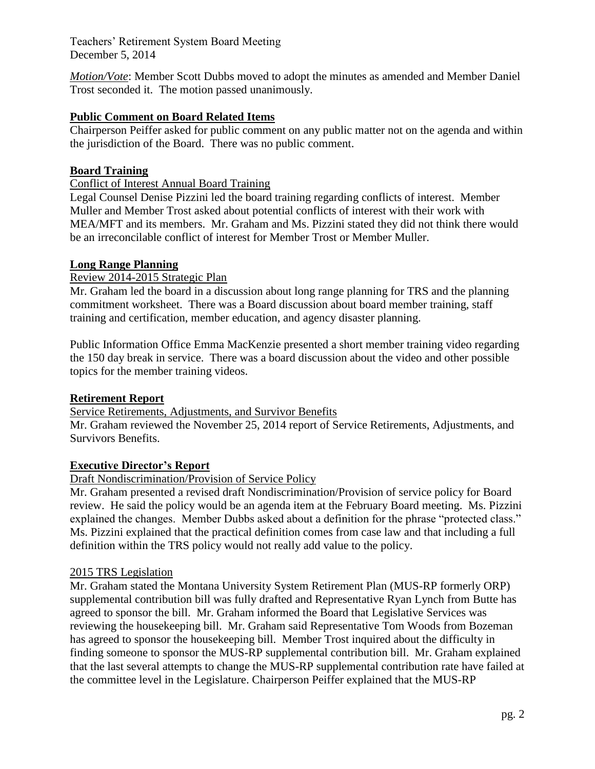*Motion/Vote*: Member Scott Dubbs moved to adopt the minutes as amended and Member Daniel Trost seconded it. The motion passed unanimously.

**Public Comment on Board Related Items**

Chairperson Peiffer asked for public comment on any public matter not on the agenda and within the jurisdiction of the Board. There was no public comment.

**Board Training**

Conflict of Interest Annual Board Training

Legal Counsel Denise Pizzini led the board training regarding conflicts of interest. Member Muller and Member Trost asked about potential conflicts of interest with their work with MEA/MFT and its members. Mr. Graham and Ms. Pizzini stated they did not think there would be an irreconcilable conflict of interest for Member Trost or Member Muller.

**Long Range Planning**

Review 2014-2015 Strategic Plan

Mr. Graham led the board in a discussion about long range planning for TRS and the planning commitment worksheet. There was a Board discussion about board member training, staff training and certification, member education, and agency disaster planning.

Public Information Office Emma MacKenzie presented a short member training video regarding the 150 day break in service. There was a board discussion about the video and other possible topics for the member training videos.

**Retirement Report**

Service Retirements, Adjustments, and Survivor Benefits

Mr. Graham reviewed the November 25, 2014 report of Service Retirements, Adjustments, and Survivors Benefits.

**Executive Director's Report**

Draft Nondiscrimination/Provision of Service Policy

Mr. Graham presented a revised draft Nondiscrimination/Provision of service policy for Board review. He said the policy would be an agenda item at the February Board meeting. Ms. Pizzini explained the changes. Member Dubbs asked about a definition for the phrase "protected class." Ms. Pizzini explained that the practical definition comes from case law and that including a full definition within the TRS policy would not really add value to the policy.

2015 TRS Legislation

Mr. Graham stated the Montana University System Retirement Plan (MUS-RP formerly ORP) supplemental contribution bill was fully drafted and Representative Ryan Lynch from Butte has agreed to sponsor the bill. Mr. Graham informed the Board that Legislative Services was reviewing the housekeeping bill. Mr. Graham said Representative Tom Woods from Bozeman has agreed to sponsor the housekeeping bill. Member Trost inquired about the difficulty in finding someone to sponsor the MUS-RP supplemental contribution bill. Mr. Graham explained that the last several attempts to change the MUS-RP supplemental contribution rate have failed at the committee level in the Legislature. Chairperson Peiffer explained that the MUS-RP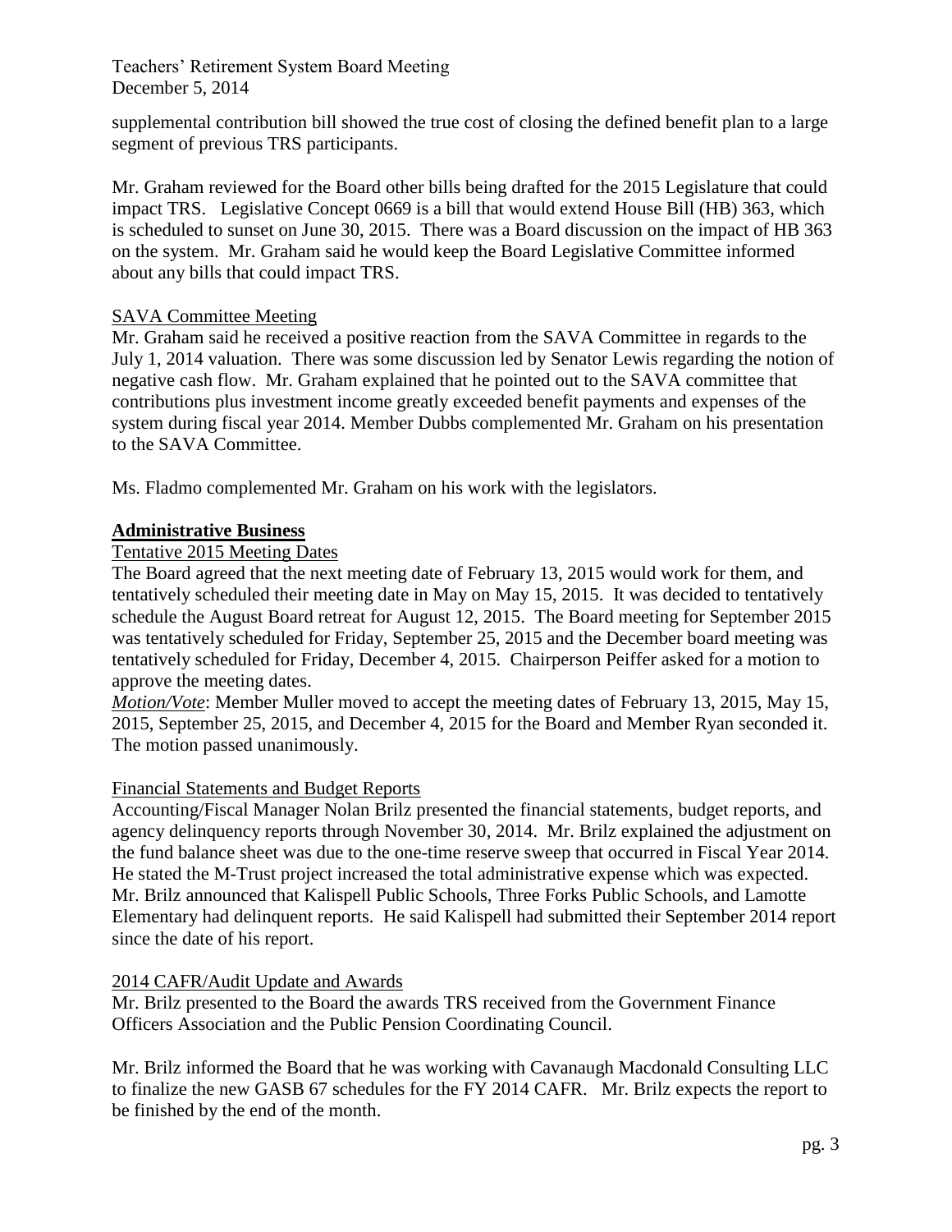supplemental contribution bill showed the true cost of closing the defined benefit plan to a large segment of previous TRS participants.

Mr. Graham reviewed for the Board other bills being drafted for the 2015 Legislature that could impact TRS. Legislative Concept 0669 is a bill that would extend House Bill (HB) 363, which is scheduled to sunset on June 30, 2015. There was a Board discussion on the impact of HB 363 on the system. Mr. Graham said he would keep the Board Legislative Committee informed about any bills that could impact TRS.

SAVA Committee Meeting

Mr. Graham said he received a positive reaction from the SAVA Committee in regards to the July 1, 2014 valuation. There was some discussion led by Senator Lewis regarding the notion of negative cash flow. Mr. Graham explained that he pointed out to the SAVA committee that contributions plus investment income greatly exceeded benefit payments and expenses of the system during fiscal year 2014. Member Dubbs complemented Mr. Graham on his presentation to the SAVA Committee.

Ms. Fladmo complemented Mr. Graham on his work with the legislators.

## **Administrative Business**

Tentative 2015 Meeting Dates

The Board agreed that the next meeting date of February 13, 2015 would work for them, and tentatively scheduled their meeting date in May on May 15, 2015. It was decided to tentatively schedule the August Board retreat for August 12, 2015. The Board meeting for September 2015 was tentatively scheduled for Friday, September 25, 2015 and the December board meeting was tentatively scheduled for Friday, December 4, 2015. Chairperson Peiffer asked for a motion to approve the meeting dates.

*Motion/Vote*: Member Muller moved to accept the meeting dates of February 13, 2015, May 15, 2015, September 25, 2015, and December 4, 2015 for the Board and Member Ryan seconded it. The motion passed unanimously.

Financial Statements and Budget Reports

Accounting/Fiscal Manager Nolan Brilz presented the financial statements, budget reports, and agency delinquency reports through November 30, 2014. Mr. Brilz explained the adjustment on the fund balance sheet was due to the one-time reserve sweep that occurred in Fiscal Year 2014. He stated the M-Trust project increased the total administrative expense which was expected. Mr. Brilz announced that Kalispell Public Schools, Three Forks Public Schools, and Lamotte Elementary had delinquent reports. He said Kalispell had submitted their September 2014 report since the date of his report.

2014 CAFR/Audit Update and Awards

Mr. Brilz presented to the Board the awards TRS received from the Government Finance Officers Association and the Public Pension Coordinating Council.

Mr. Brilz informed the Board that he was working with Cavanaugh Macdonald Consulting LLC to finalize the new GASB 67 schedules for the FY 2014 CAFR. Mr. Brilz expects the report to be finished by the end of the month.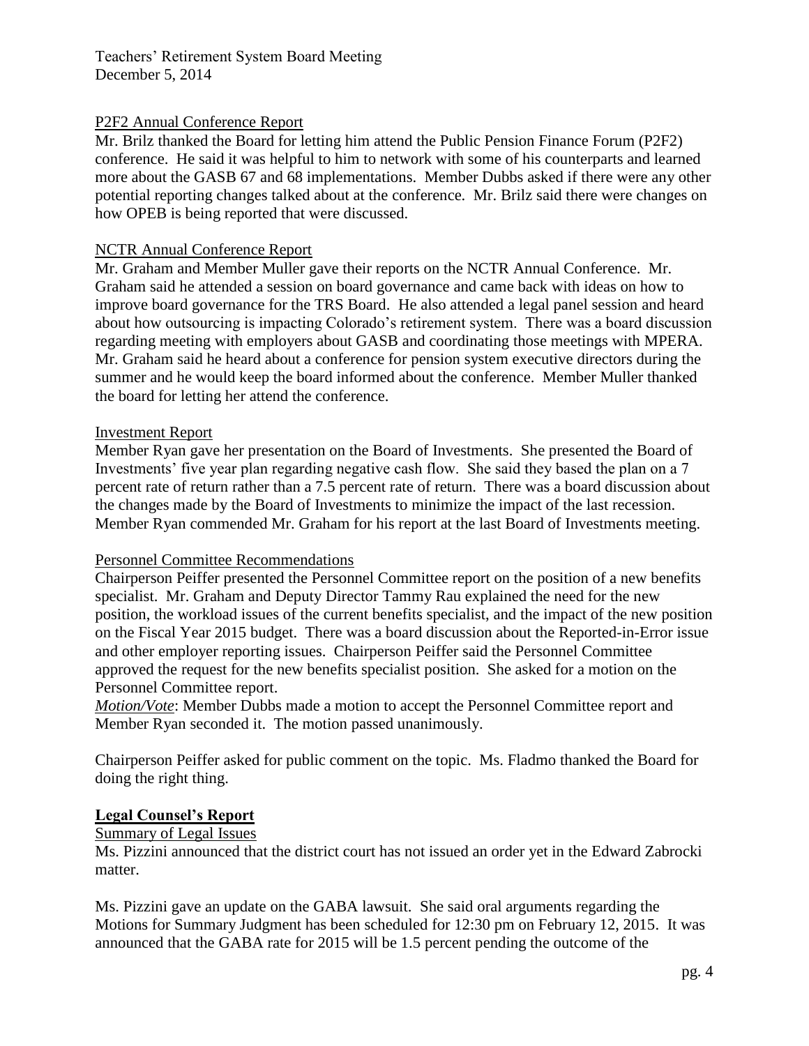P2F2 Annual Conference Report

Mr. Brilz thanked the Board for letting him attend the Public Pension Finance Forum (P2F2) conference. He said it was helpful to him to network with some of his counterparts and learned more about the GASB 67 and 68 implementations. Member Dubbs asked if there were any other potential reporting changes talked about at the conference. Mr. Brilz said there were changes on how OPEB is being reported that were discussed.

NCTR Annual Conference Report

Mr. Graham and Member Muller gave their reports on the NCTR Annual Conference. Mr. Graham said he attended a session on board governance and came back with ideas on how to improve board governance for the TRS Board. He also attended a legal panel session and heard about how outsourcing is impacting Colorado's retirement system. There was a board discussion regarding meeting with employers about GASB and coordinating those meetings with MPERA. Mr. Graham said he heard about a conference for pension system executive directors during the summer and he would keep the board informed about the conference. Member Muller thanked the board for letting her attend the conference.

Investment Report

Member Ryan gave her presentation on the Board of Investments. She presented the Board of Investments' five year plan regarding negative cash flow. She said they based the plan on a 7 percent rate of return rather than a 7.5 percent rate of return. There was a board discussion about the changes made by the Board of Investments to minimize the impact of the last recession. Member Ryan commended Mr. Graham for his report at the last Board of Investments meeting.

Personnel Committee Recommendations

Chairperson Peiffer presented the Personnel Committee report on the position of a new benefits specialist. Mr. Graham and Deputy Director Tammy Rau explained the need for the new position, the workload issues of the current benefits specialist, and the impact of the new position on the Fiscal Year 2015 budget. There was a board discussion about the Reported-in-Error issue and other employer reporting issues. Chairperson Peiffer said the Personnel Committee approved the request for the new benefits specialist position. She asked for a motion on the Personnel Committee report.

*Motion/Vote*: Member Dubbs made a motion to accept the Personnel Committee report and Member Ryan seconded it. The motion passed unanimously.

Chairperson Peiffer asked for public comment on the topic. Ms. Fladmo thanked the Board for doing the right thing.

## Legal Counsel's Report

Summary of Legal Issues

Ms. Pizzini announced that the district court has not issued an order yet in the Edward Zabrocki matter.

Ms. Pizzini gave an update on the GABA lawsuit. She said oral arguments regarding the Motions for Summary Judgment has been scheduled for 12:30 pm on February 12, 2015. It was announced that the GABA rate for 2015 will be 1.5 percent pending the outcome of the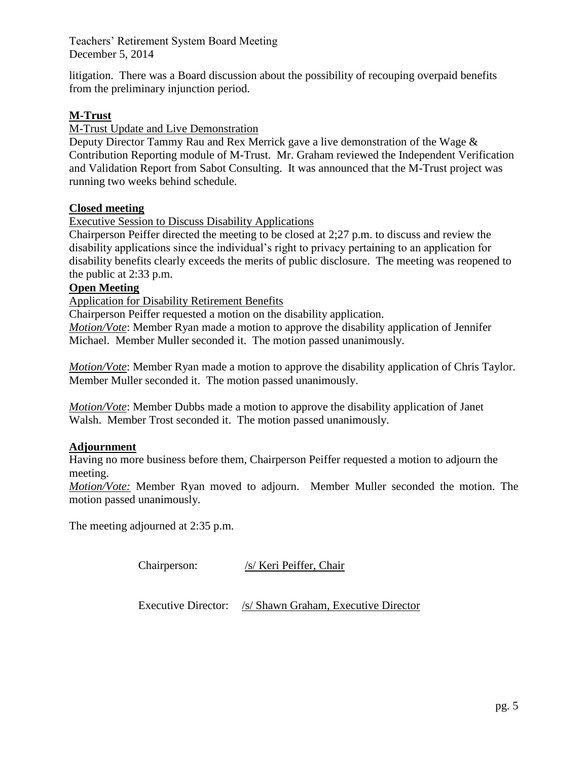litigation. There was a Board discussion about the possibility of recouping overpaid benefits from the preliminary injunction period.

**M-Trust**

M-Trust Update and Live Demonstration

Deputy Director Tammy Rau and Rex Merrick gave a live demonstration of the Wage & Contribution Reporting module of M-Trust. Mr. Graham reviewed the Independent Verification and Validation Report from Sabot Consulting. It was announced that the M-Trust project was running two weeks behind schedule.

**Closed meeting**

Executive Session to Discuss Disability Applications

Chairperson Peiffer directed the meeting to be closed at 2;27 p.m. to discuss and review the disability applications since the individual's right to privacy pertaining to an application for disability benefits clearly exceeds the merits of public disclosure. The meeting was reopened to the public at 2:33 p.m.

**Open Meeting**

Application for Disability Retirement Benefits

Chairperson Peiffer requested a motion on the disability application.

*Motion/Vote*: Member Ryan made a motion to approve the disability application of Jennifer Michael. Member Muller seconded it. The motion passed unanimously.

*Motion/Vote*: Member Ryan made a motion to approve the disability application of Chris Taylor. Member Muller seconded it. The motion passed unanimously.

*Motion/Vote*: Member Dubbs made a motion to approve the disability application of Janet Walsh. Member Trost seconded it. The motion passed unanimously.

**Adjournment**

Having no more business before them, Chairperson Peiffer requested a motion to adjourn the meeting.

*Motion/Vote:* Member Ryan moved to adjourn. Member Muller seconded the motion. The motion passed unanimously.

The meeting adjourned at 2:35 p.m.

Chairperson: /s/ Keri Peiffer, Chair

Executive Director: /s/ Shawn Graham, Executive Director